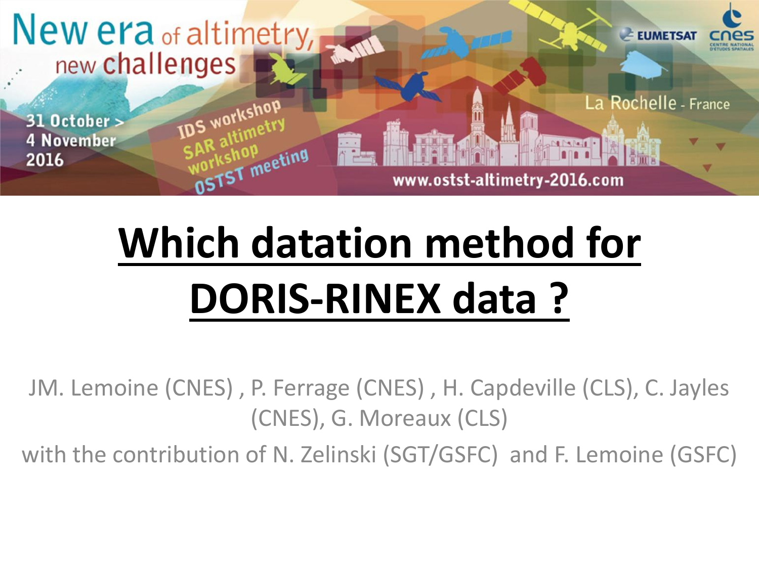New era of altimetry, new challenges

31 October > 4 November 2016

IDS workshop
SAR altimetry workshop
OSTST meeting

La Rochelle - France

www.ostst-altimetry-2016.com

EUMETSAT cnes

# Which datation method for DORIS-RINEX data ?

JM. Lemoine (CNES) , P. Ferrage (CNES) , H. Capdeville (CLS), C. Jayles (CNES), G. Moreaux (CLS)

with the contribution of N. Zelinski (SGT/GSFC) and F. Lemoine (GSFC)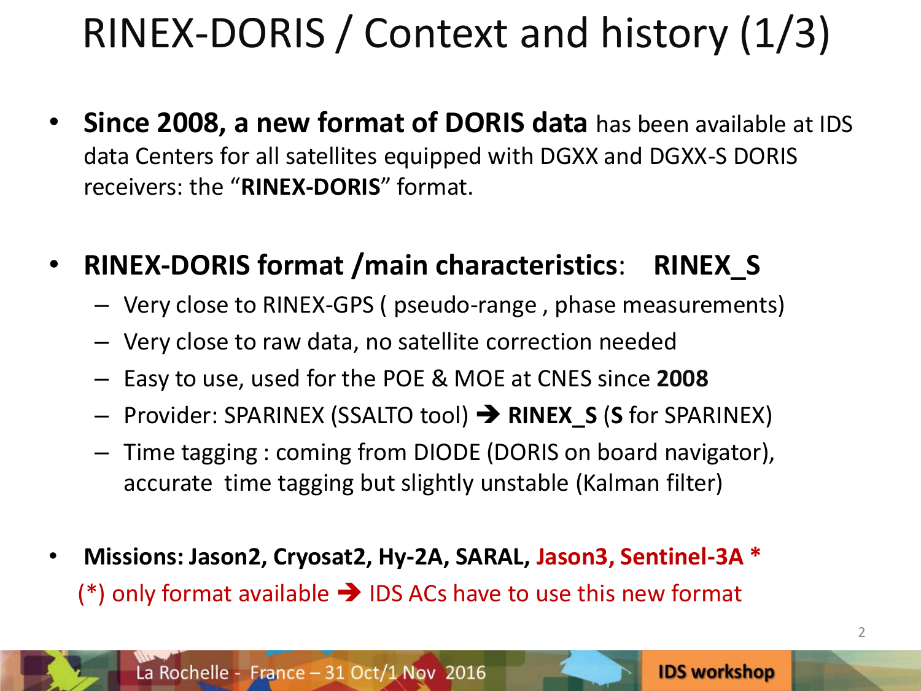# RINEX-DORIS / Context and history (1/3)

- **Since 2008, a new format of DORIS data** has been available at IDS data Centers for all satellites equipped with DGXX and DGXX-S DORIS receivers: the "**RINEX-DORIS**" format.

- **RINEX-DORIS format /main characteristics**: **RINEX_S**
  - Very close to RINEX-GPS ( pseudo-range , phase measurements)
  - Very close to raw data, no satellite correction needed
  - Easy to use, used for the POE & MOE at CNES since **2008**
  - Provider: SPARINEX (SSALTO tool) ➔ **RINEX_S** (**S** for SPARINEX)
  - Time tagging : coming from DIODE (DORIS on board navigator), accurate time tagging but slightly unstable (Kalman filter)

- **Missions: Jason2, Cryosat2, Hy-2A, SARAL, Jason3, Sentinel-3A ***

  (*) only format available ➔ IDS ACs have to use this new format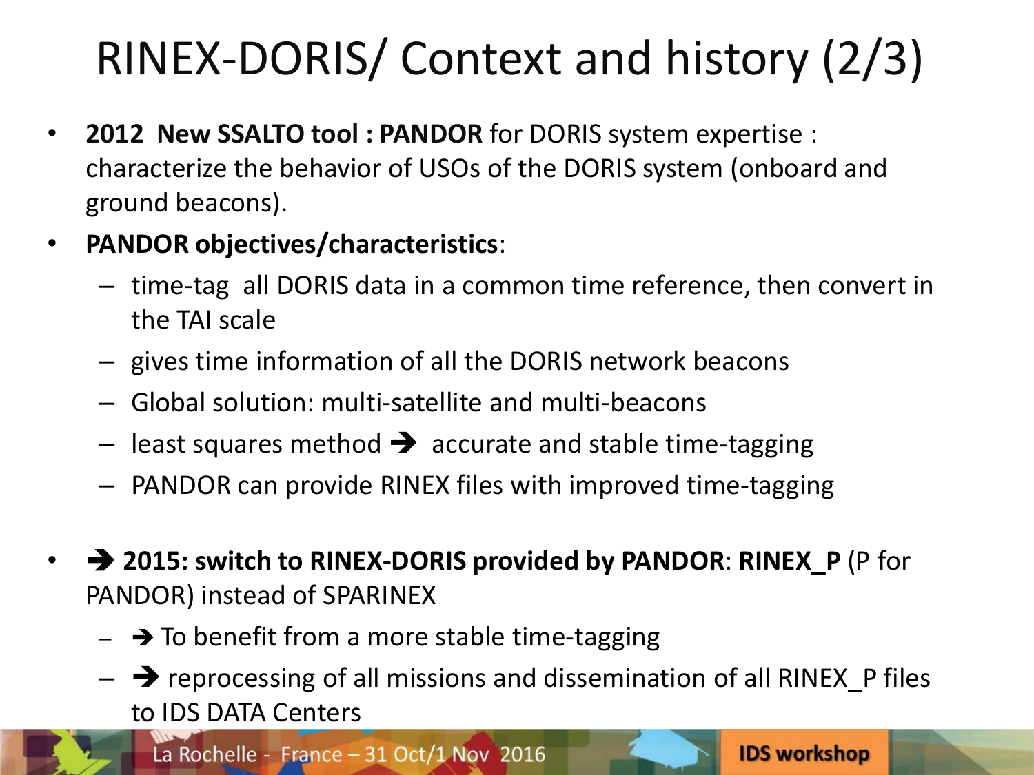# RINEX-DORIS/ Context and history (2/3)

- **2012 New SSALTO tool : PANDOR** for DORIS system expertise : characterize the behavior of USOs of the DORIS system (onboard and ground beacons).
- **PANDOR objectives/characteristics**:
  - time-tag all DORIS data in a common time reference, then convert in the TAI scale
  - gives time information of all the DORIS network beacons
  - Global solution: multi-satellite and multi-beacons
  - least squares method ➔ accurate and stable time-tagging
  - PANDOR can provide RINEX files with improved time-tagging
- ➔ **2015: switch to RINEX-DORIS provided by PANDOR**: **RINEX_P** (P for PANDOR) instead of SPARINEX
  - ➔ To benefit from a more stable time-tagging
  - ➔ reprocessing of all missions and dissemination of all RINEX_P files to IDS DATA Centers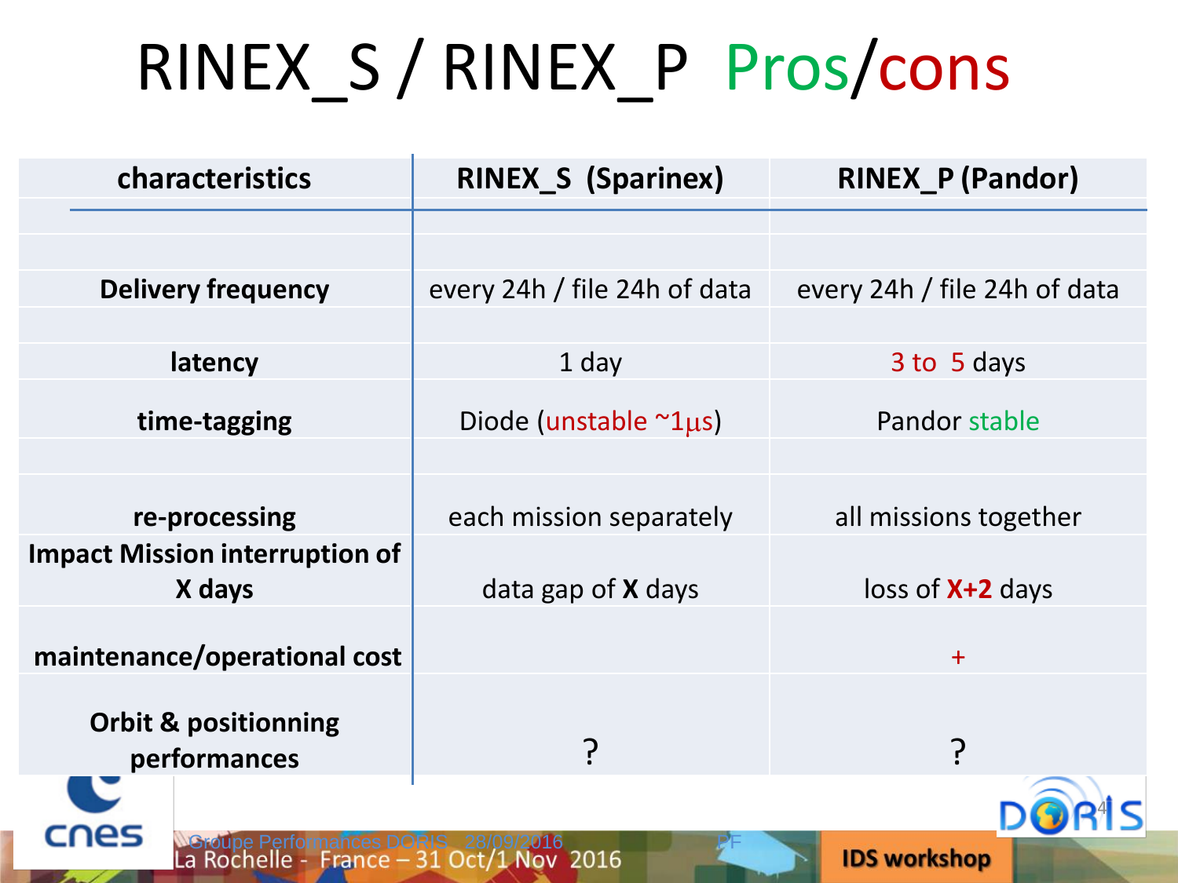# RINEX_S / RINEX_P Pros/cons

| characteristics | RINEX_S (Sparinex) | RINEX_P (Pandor) |
|---|---|---|
| | | |
| Delivery frequency | every 24h / file 24h of data | every 24h / file 24h of data |
| latency | 1 day | 3 to 5 days |
| time-tagging | Diode (unstable ~1µs) | Pandor stable |
| | | |
| re-processing | each mission separately | all missions together |
| Impact Mission interruption of X days | data gap of **X** days | loss of **X+2** days |
| maintenance/operational cost | | + |
| Orbit & positionning performances | ? | ? |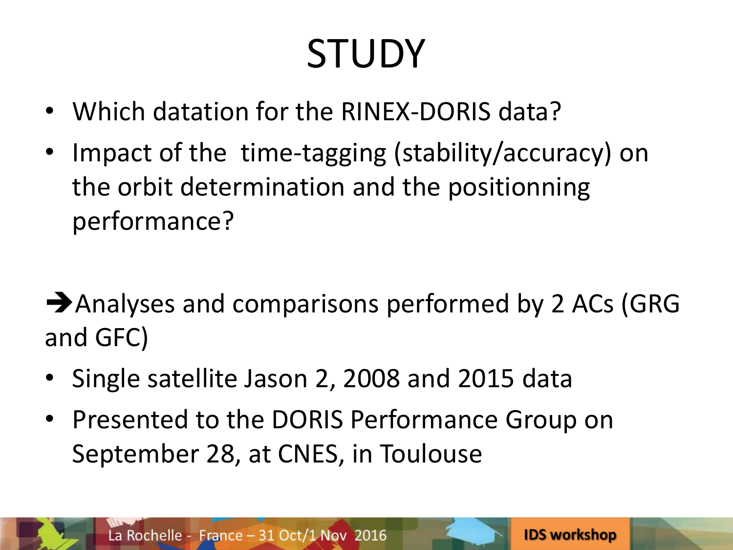# STUDY

- Which datation for the RINEX-DORIS data?
- Impact of the time-tagging (stability/accuracy) on the orbit determination and the positionning performance?

➔Analyses and comparisons performed by 2 ACs (GRG and GFC)

- Single satellite Jason 2, 2008 and 2015 data
- Presented to the DORIS Performance Group on September 28, at CNES, in Toulouse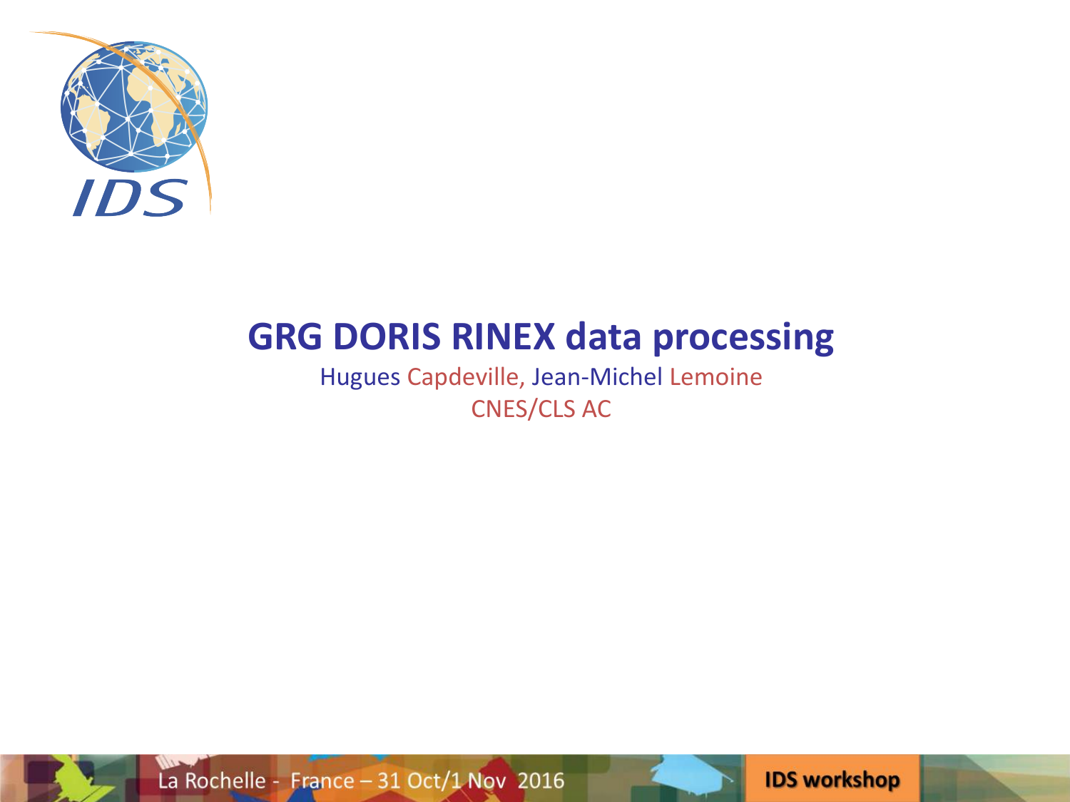# GRG DORIS RINEX data processing

Hugues Capdeville, Jean-Michel Lemoine

CNES/CLS AC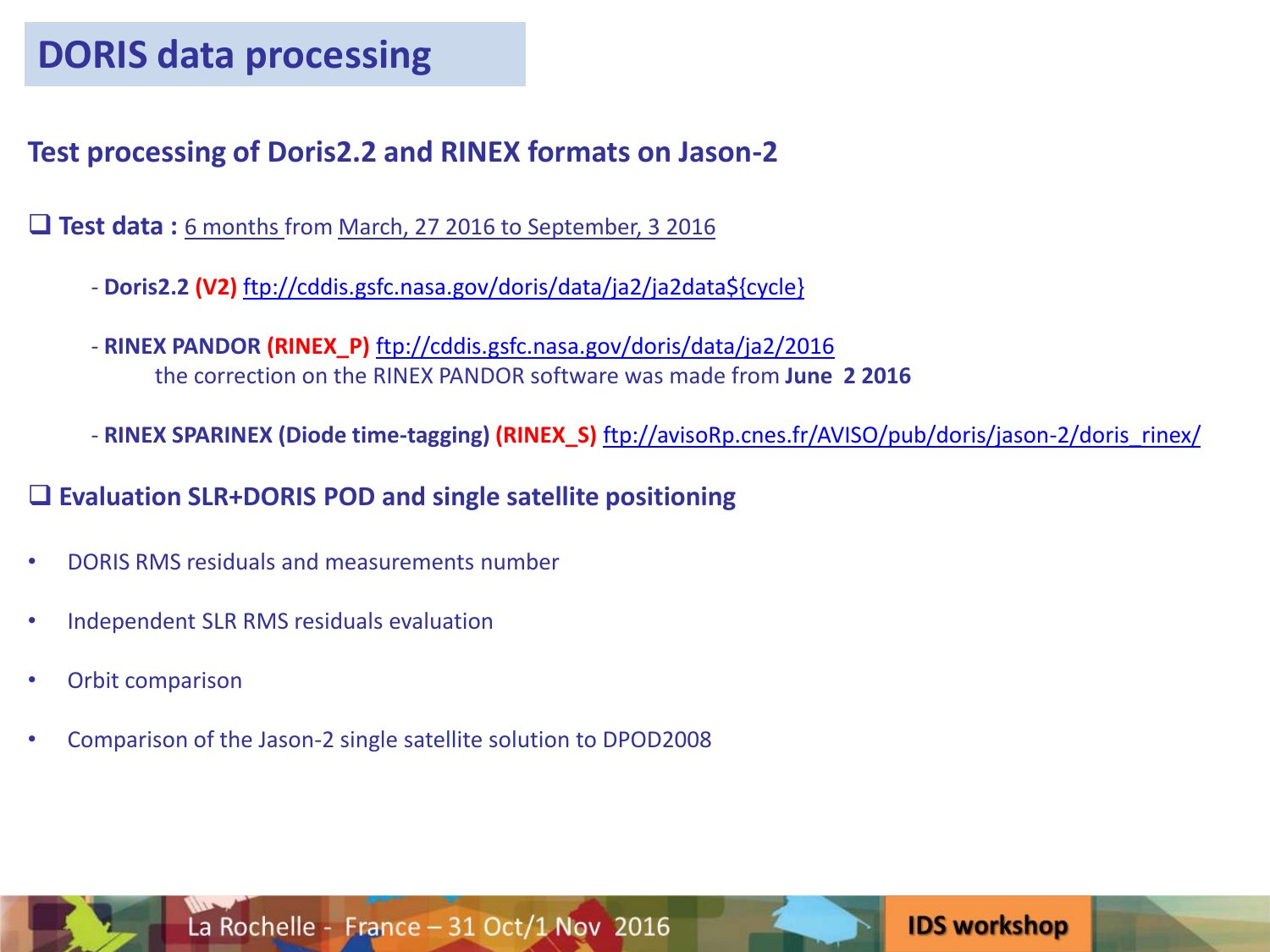# DORIS data processing

## Test processing of Doris2.2 and RINEX formats on Jason-2

❑ **Test data :** 6 months from March, 27 2016 to September, 3 2016

- **Doris2.2 (V2)** ftp://cddis.gsfc.nasa.gov/doris/data/ja2/ja2data${cycle}

- **RINEX PANDOR (RINEX_P)** ftp://cddis.gsfc.nasa.gov/doris/data/ja2/2016
  the correction on the RINEX PANDOR software was made from **June 2 2016**

- **RINEX SPARINEX (Diode time-tagging) (RINEX_S)** ftp://avisoRp.cnes.fr/AVISO/pub/doris/jason-2/doris_rinex/

❑ **Evaluation SLR+DORIS POD and single satellite positioning**

- DORIS RMS residuals and measurements number
- Independent SLR RMS residuals evaluation
- Orbit comparison
- Comparison of the Jason-2 single satellite solution to DPOD2008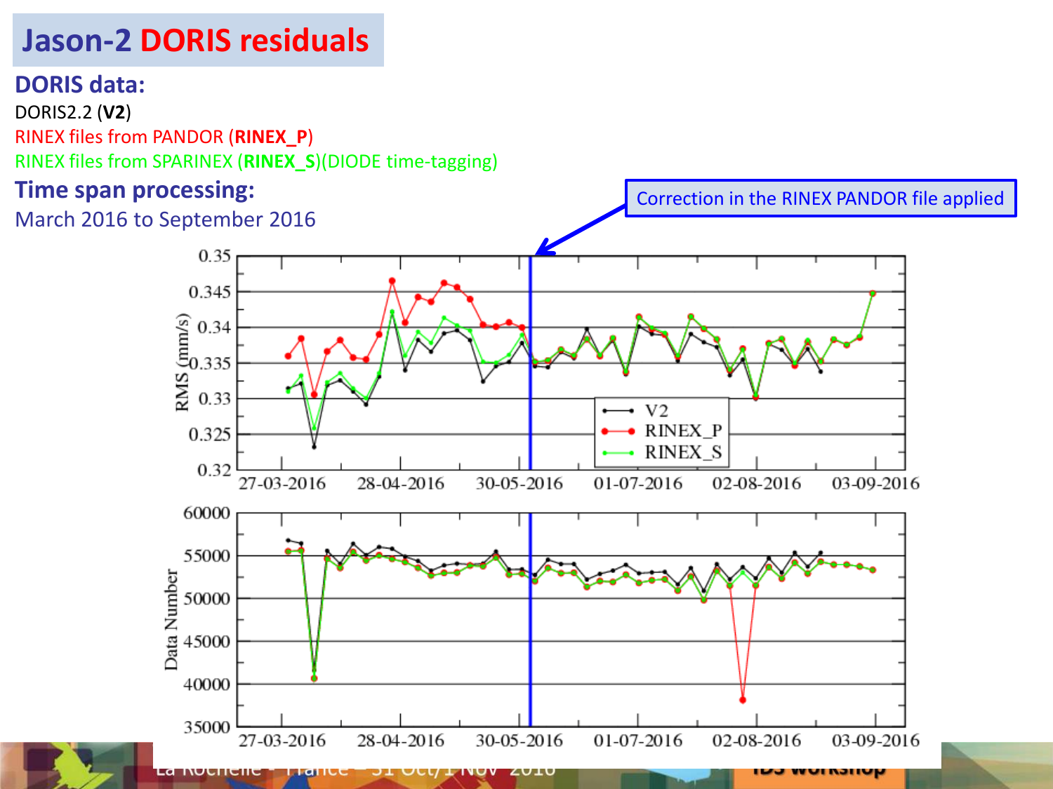# Jason-2 DORIS residuals

**DORIS data:**

DORIS2.2 (**V2**)

RINEX files from PANDOR (**RINEX_P**)

RINEX files from SPARINEX (**RINEX_S**)(DIODE time-tagging)

**Time span processing:**

March 2016 to September 2016

Correction in the RINEX PANDOR file applied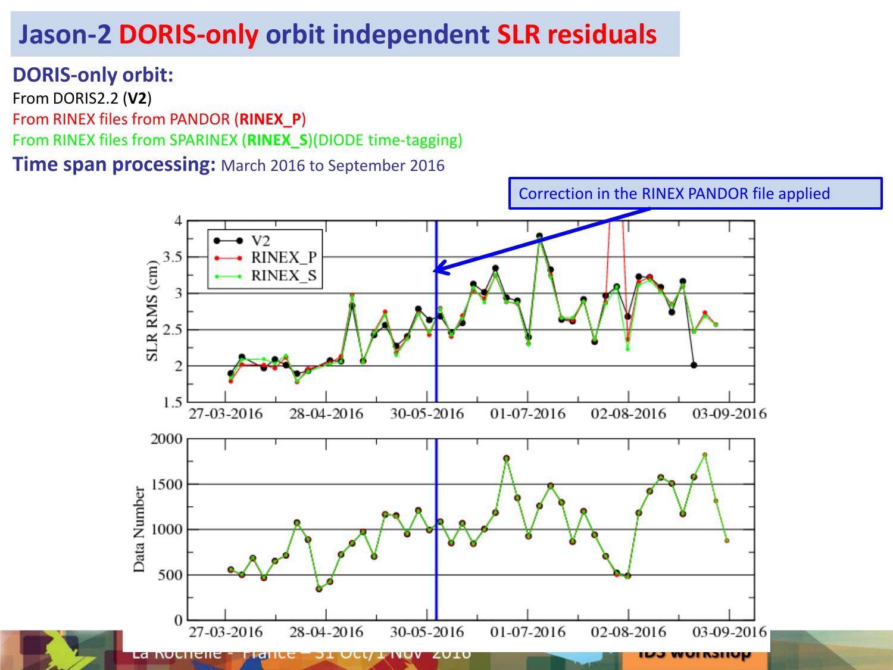# Jason-2 DORIS-only orbit independent SLR residuals

**DORIS-only orbit:**

From DORIS2.2 (**V2**)

From RINEX files from PANDOR (**RINEX_P**)

From RINEX files from SPARINEX (**RINEX_S**)(DIODE time-tagging)

**Time span processing:** March 2016 to September 2016

Correction in the RINEX PANDOR file applied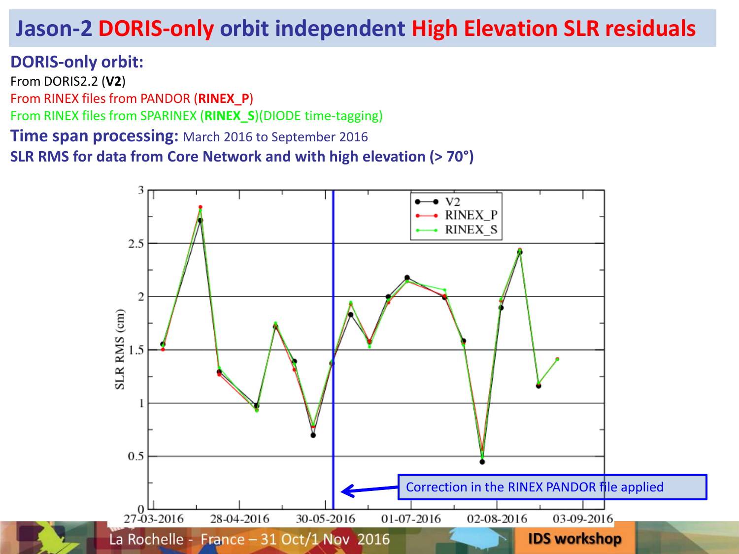# Jason-2 DORIS-only orbit independent High Elevation SLR residuals

**DORIS-only orbit:**

From DORIS2.2 (**V2**)

From RINEX files from PANDOR (**RINEX_P**)

From RINEX files from SPARINEX (**RINEX_S**)(DIODE time-tagging)

**Time span processing:** March 2016 to September 2016

**SLR RMS for data from Core Network and with high elevation (> 70°)**

SLR RMS (cm)

V2
RINEX_P
RINEX_S

27-03-2016 28-04-2016 30-05-2016 01-07-2016 02-08-2016 03-09-2016

Correction in the RINEX PANDOR file applied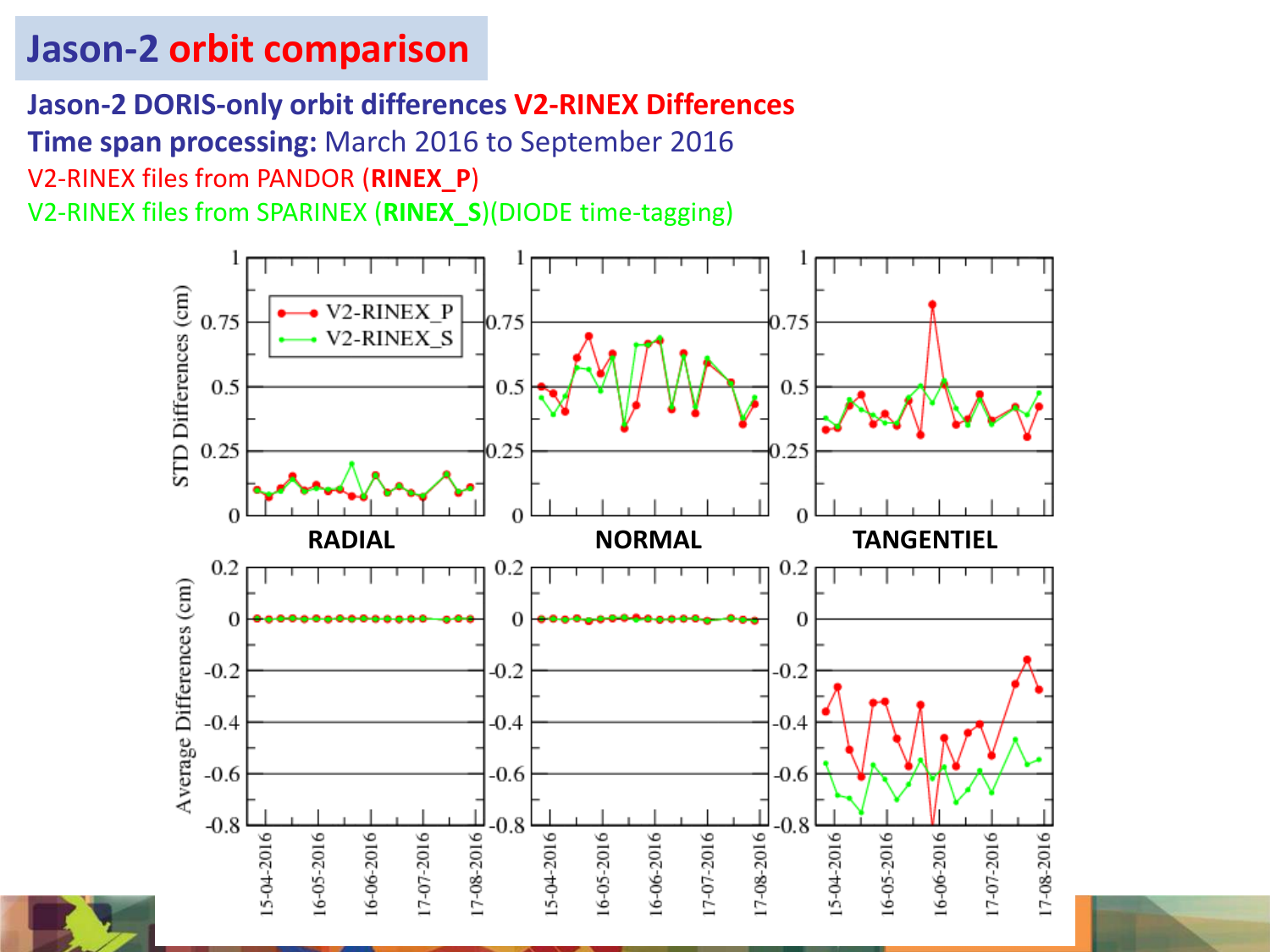# Jason-2 orbit comparison

**Jason-2 DORIS-only orbit differences V2-RINEX Differences**

**Time span processing:** March 2016 to September 2016

V2-RINEX files from PANDOR (**RINEX_P**)

V2-RINEX files from SPARINEX (**RINEX_S**)(DIODE time-tagging)

RADIAL

NORMAL

TANGENTIEL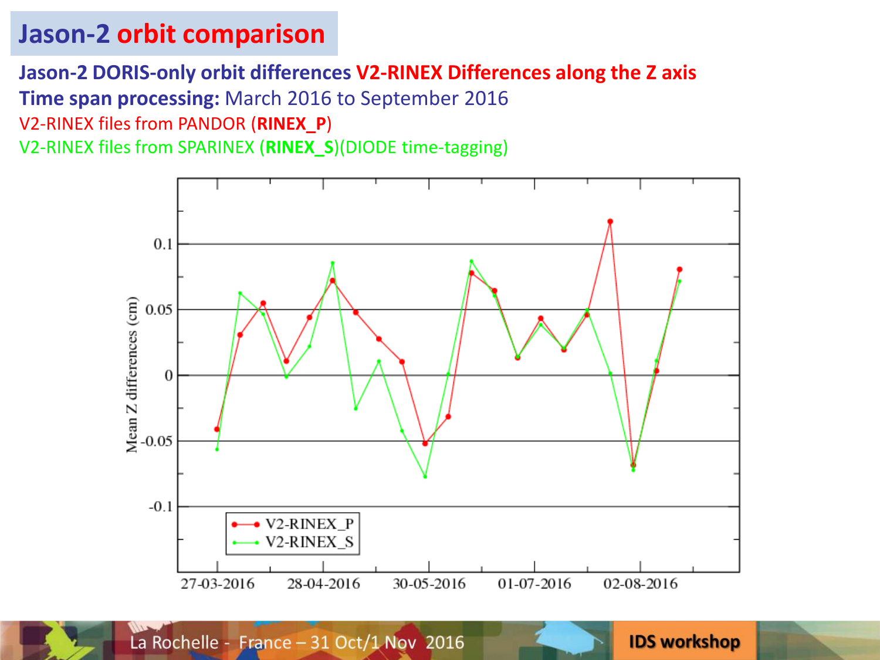# Jason-2 orbit comparison

**Jason-2 DORIS-only orbit differences V2-RINEX Differences along the Z axis**

**Time span processing:** March 2016 to September 2016

V2-RINEX files from PANDOR (**RINEX_P**)

V2-RINEX files from SPARINEX (**RINEX_S**)(DIODE time-tagging)

Mean Z differences (cm)

V2-RINEX_P

V2-RINEX_S

27-03-2016 28-04-2016 30-05-2016 01-07-2016 02-08-2016

La Rochelle - France – 31 Oct/1 Nov 2016

IDS workshop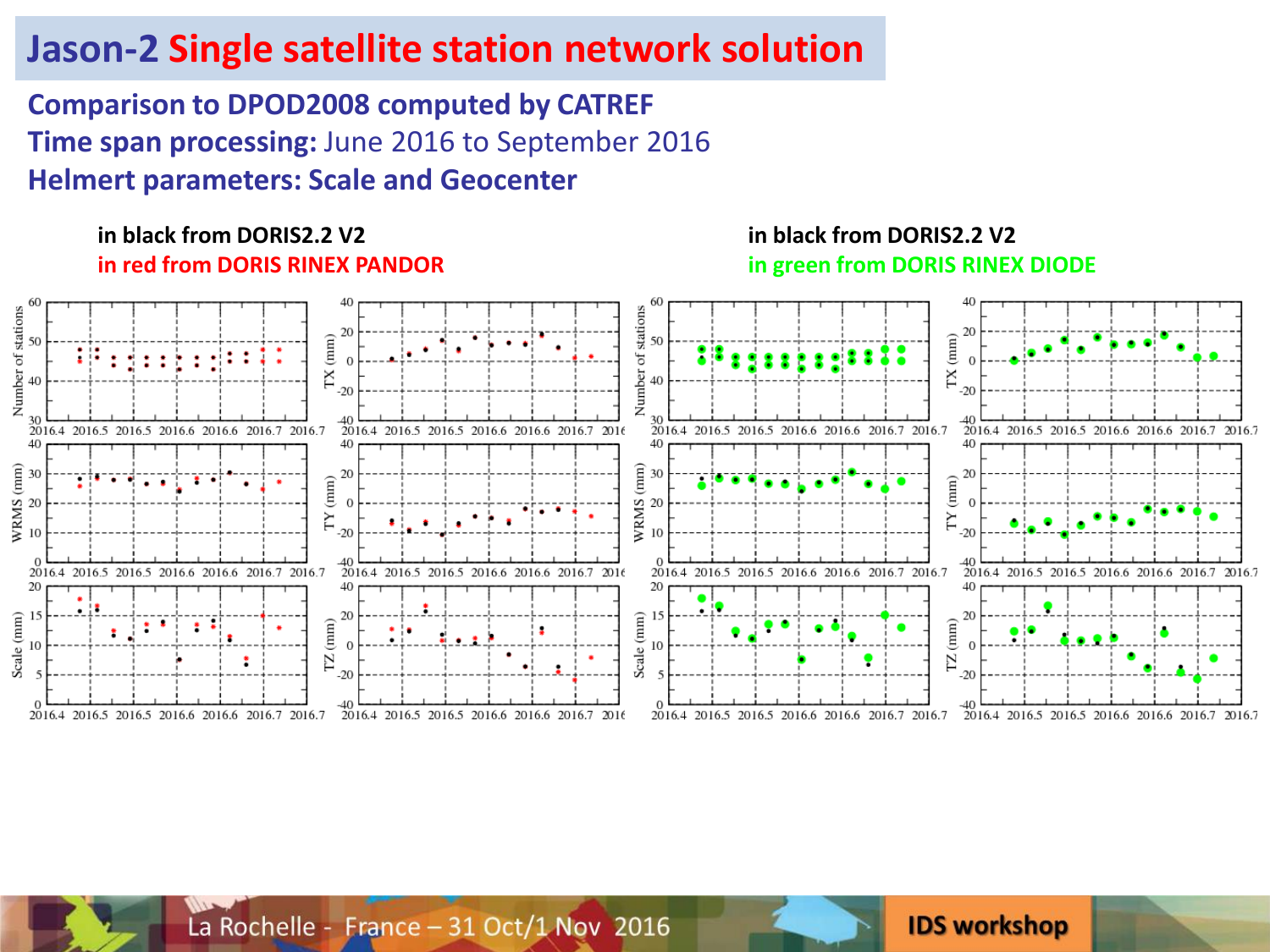# Jason-2 Single satellite station network solution

**Comparison to DPOD2008 computed by CATREF**

**Time span processing:** June 2016 to September 2016

**Helmert parameters: Scale and Geocenter**

**in black from DORIS2.2 V2**
**in red from DORIS RINEX PANDOR**

**in black from DORIS2.2 V2**
**in green from DORIS RINEX DIODE**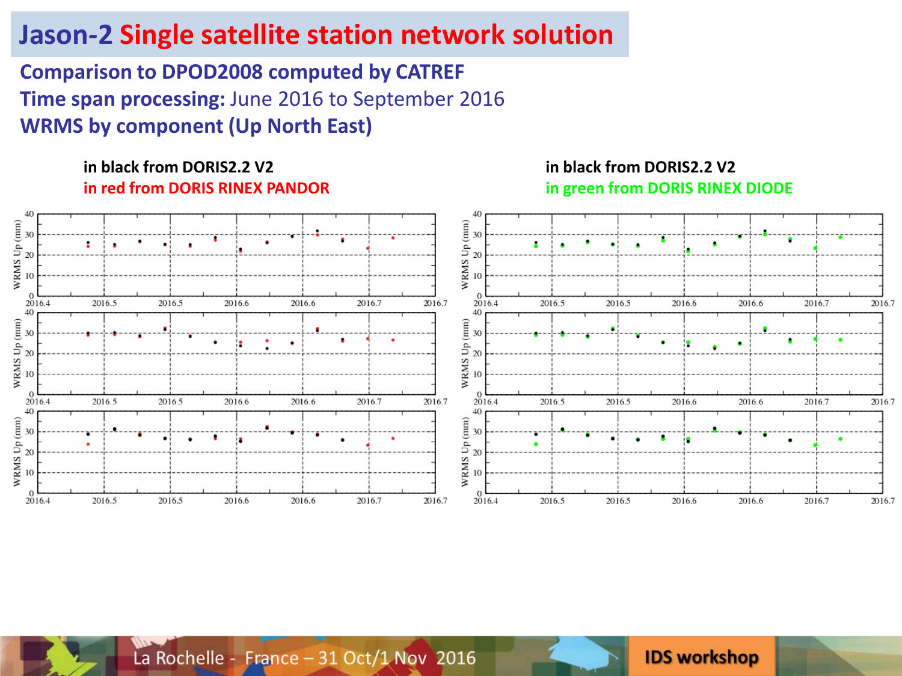# Jason-2 Single satellite station network solution

**Comparison to DPOD2008 computed by CATREF**

**Time span processing:** June 2016 to September 2016

**WRMS by component (Up North East)**

**in black from DORIS2.2 V2**
**in red from DORIS RINEX PANDOR**

**in black from DORIS2.2 V2**
**in green from DORIS RINEX DIODE**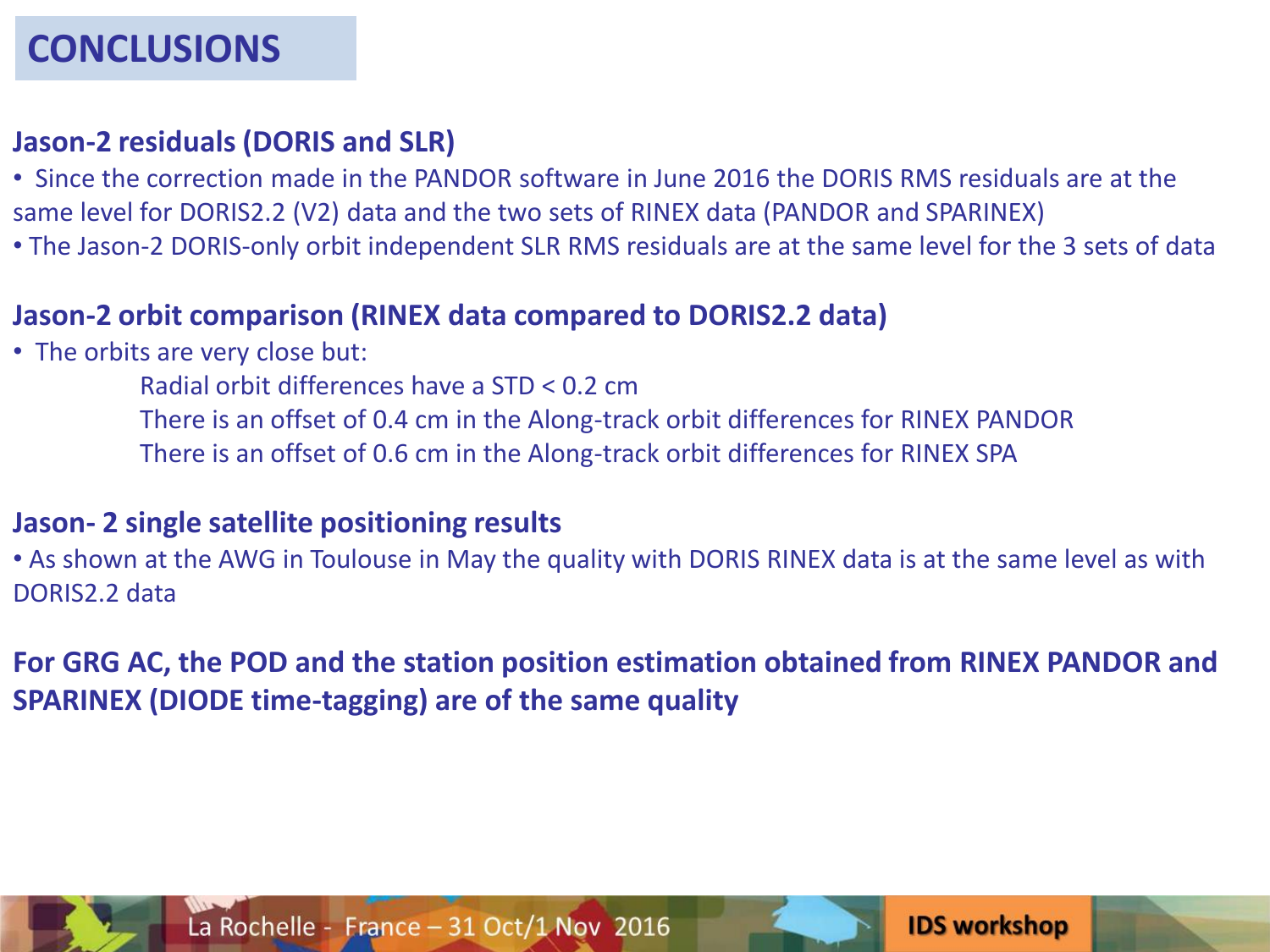# CONCLUSIONS

### Jason-2 residuals (DORIS and SLR)

- Since the correction made in the PANDOR software in June 2016 the DORIS RMS residuals are at the same level for DORIS2.2 (V2) data and the two sets of RINEX data (PANDOR and SPARINEX)
- The Jason-2 DORIS-only orbit independent SLR RMS residuals are at the same level for the 3 sets of data

### Jason-2 orbit comparison (RINEX data compared to DORIS2.2 data)

- The orbits are very close but:
  - Radial orbit differences have a STD < 0.2 cm
  - There is an offset of 0.4 cm in the Along-track orbit differences for RINEX PANDOR
  - There is an offset of 0.6 cm in the Along-track orbit differences for RINEX SPA

### Jason- 2 single satellite positioning results

- As shown at the AWG in Toulouse in May the quality with DORIS RINEX data is at the same level as with DORIS2.2 data

**For GRG AC, the POD and the station position estimation obtained from RINEX PANDOR and SPARINEX (DIODE time-tagging) are of the same quality**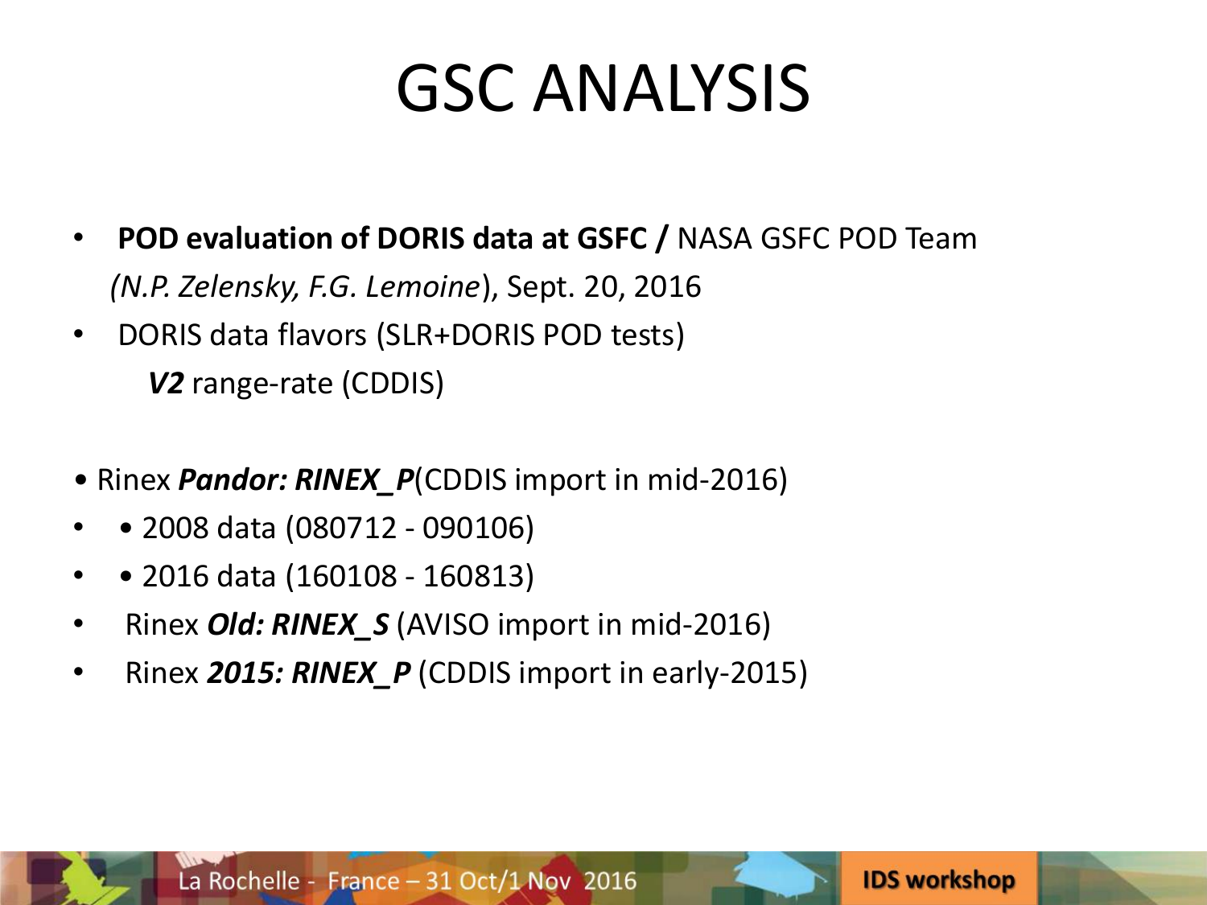# GSC ANALYSIS

- **POD evaluation of DORIS data at GSFC /** NASA GSFC POD Team *(N.P. Zelensky, F.G. Lemoine*), Sept. 20, 2016
- DORIS data flavors (SLR+DORIS POD tests)
  ***V2*** range-rate (CDDIS)

- Rinex ***Pandor: RINEX_P***(CDDIS import in mid-2016)
  - • 2008 data (080712 - 090106)
  - • 2016 data (160108 - 160813)
- Rinex ***Old: RINEX_S*** (AVISO import in mid-2016)
- Rinex ***2015: RINEX_P*** (CDDIS import in early-2015)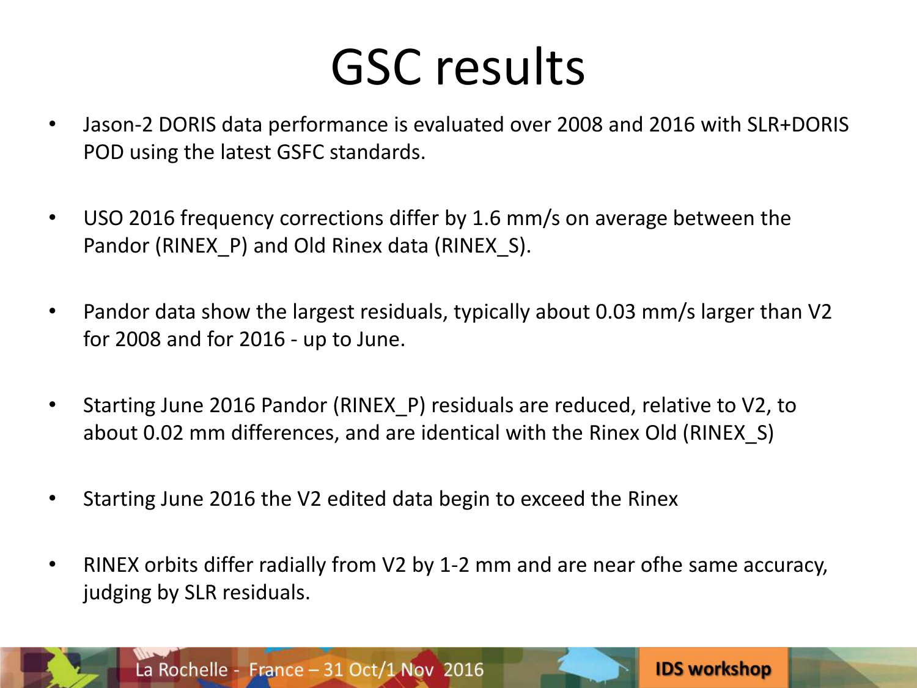# GSC results

- Jason-2 DORIS data performance is evaluated over 2008 and 2016 with SLR+DORIS POD using the latest GSFC standards.
- USO 2016 frequency corrections differ by 1.6 mm/s on average between the Pandor (RINEX_P) and Old Rinex data (RINEX_S).
- Pandor data show the largest residuals, typically about 0.03 mm/s larger than V2 for 2008 and for 2016 - up to June.
- Starting June 2016 Pandor (RINEX_P) residuals are reduced, relative to V2, to about 0.02 mm differences, and are identical with the Rinex Old (RINEX_S)
- Starting June 2016 the V2 edited data begin to exceed the Rinex
- RINEX orbits differ radially from V2 by 1-2 mm and are near ofhe same accuracy, judging by SLR residuals.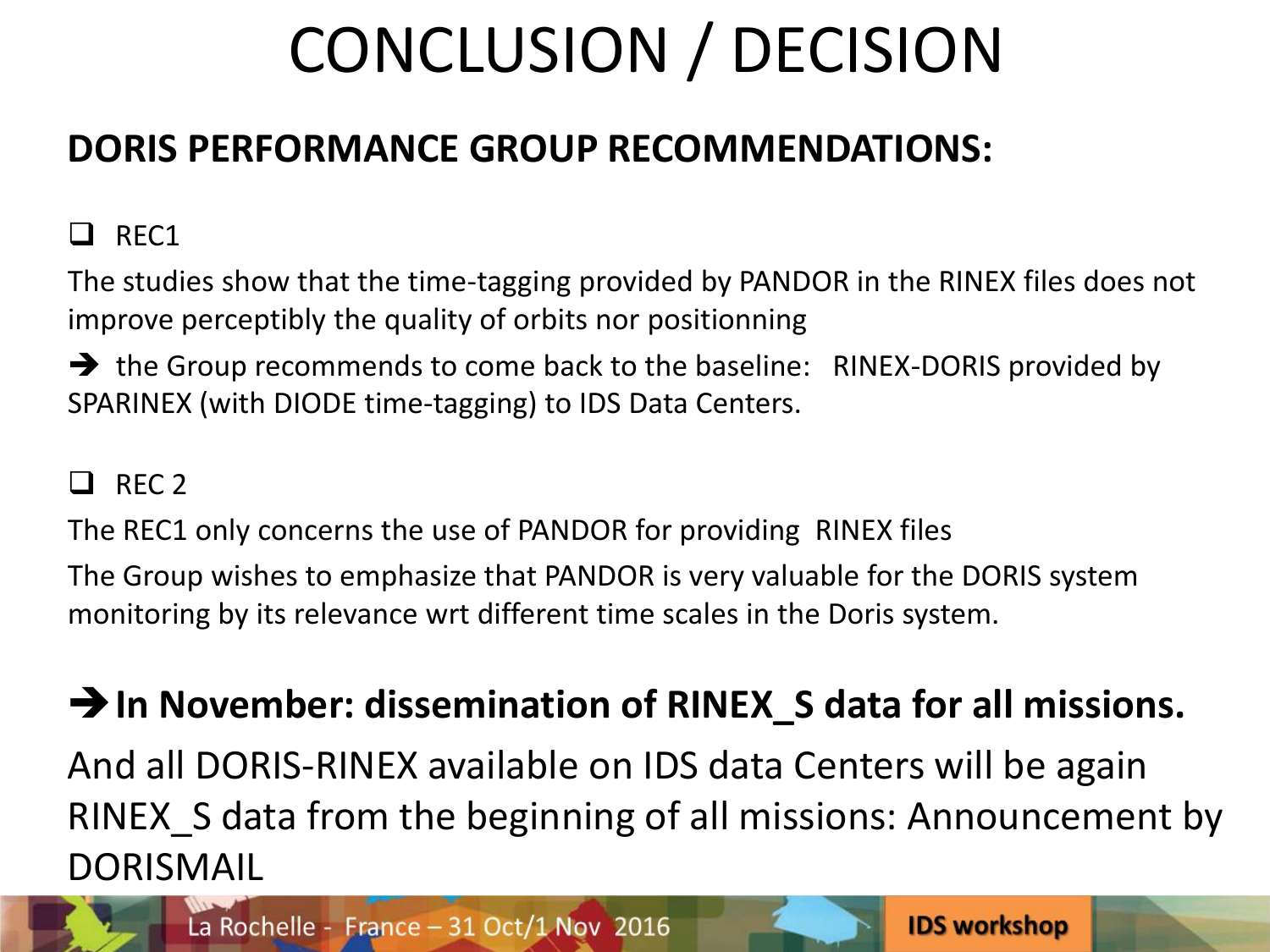# CONCLUSION / DECISION

## DORIS PERFORMANCE GROUP RECOMMENDATIONS:

- ❑ REC1

The studies show that the time-tagging provided by PANDOR in the RINEX files does not improve perceptibly the quality of orbits nor positionning

➔ the Group recommends to come back to the baseline: RINEX-DORIS provided by SPARINEX (with DIODE time-tagging) to IDS Data Centers.

- ❑ REC 2

The REC1 only concerns the use of PANDOR for providing RINEX files

The Group wishes to emphasize that PANDOR is very valuable for the DORIS system monitoring by its relevance wrt different time scales in the Doris system.

**➔ In November: dissemination of RINEX_S data for all missions.**

And all DORIS-RINEX available on IDS data Centers will be again RINEX_S data from the beginning of all missions: Announcement by DORISMAIL